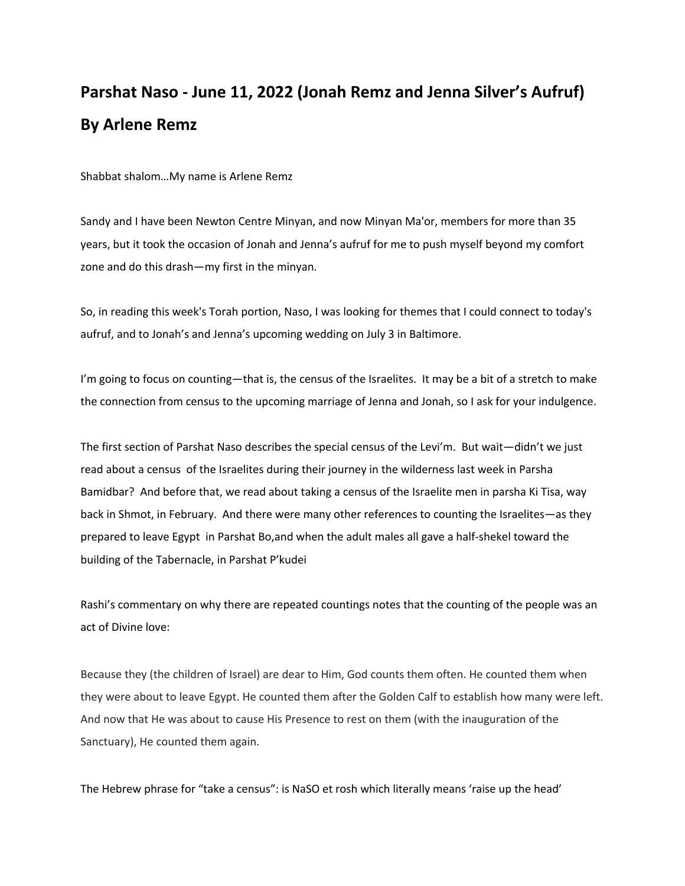## Parshat Naso - June 11, 2022 (Jonah Remz and Jenna Silver's Aufruf)

## By Arlene Remz

Shabbat shalom…My name is Arlene Remz

Sandy and I have been Newton Centre Minyan, and now Minyan Ma'or, members for more than 35 years, but it took the occasion of Jonah and Jenna's aufruf for me to push myself beyond my comfort zone and do this drash—my first in the minyan.

So, in reading this week's Torah portion, Naso, I was looking for themes that I could connect to today's aufruf, and to Jonah's and Jenna's upcoming wedding on July 3 in Baltimore.

I'm going to focus on counting—that is, the census of the Israelites. It may be a bit of a stretch to make the connection from census to the upcoming marriage of Jenna and Jonah, so I ask for your indulgence.

The first section of Parshat Naso describes the special census of the Levi'm. But wait—didn't we just read about a census of the Israelites during their journey in the wilderness last week in Parsha Bamidbar? And before that, we read about taking a census of the Israelite men in parsha Ki Tisa, way back in Shmot, in February. And there were many other references to counting the Israelites—as they prepared to leave Egypt in Parshat Bo,and when the adult males all gave a half-shekel toward the building of the Tabernacle, in Parshat P'kudei

Rashi's commentary on why there are repeated countings notes that the counting of the people was an act of Divine love:

Because they (the children of Israel) are dear to Him, God counts them often. He counted them when they were about to leave Egypt. He counted them after the Golden Calf to establish how many were left. And now that He was about to cause His Presence to rest on them (with the inauguration of the Sanctuary), He counted them again.

The Hebrew phrase for "take a census": is NaSO et rosh which literally means 'raise up the head'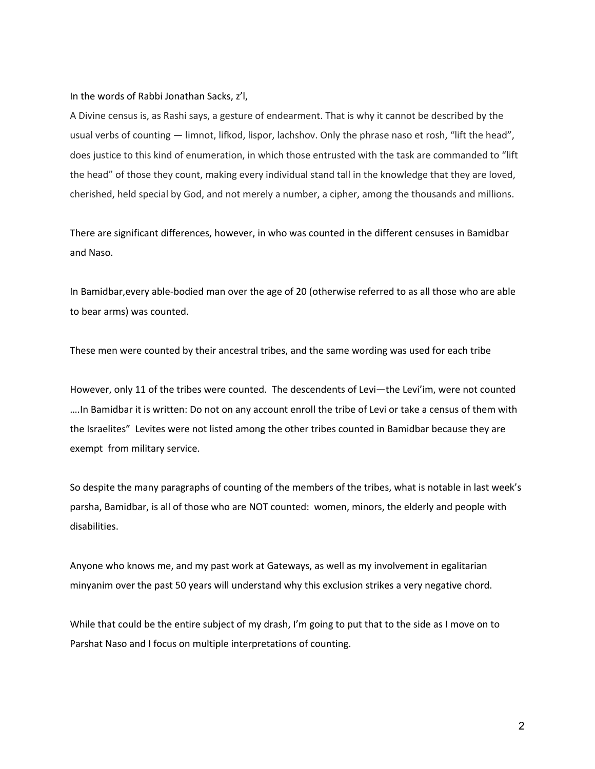In the words of Rabbi Jonathan Sacks, z'l,

A Divine census is, as Rashi says, a gesture of endearment. That is why it cannot be described by the usual verbs of counting — limnot, lifkod, lispor, lachshov. Only the phrase naso et rosh, "lift the head", does justice to this kind of enumeration, in which those entrusted with the task are commanded to "lift the head" of those they count, making every individual stand tall in the knowledge that they are loved, cherished, held special by God, and not merely a number, a cipher, among the thousands and millions.

There are significant differences, however, in who was counted in the different censuses in Bamidbar and Naso.

In Bamidbar,every able-bodied man over the age of 20 (otherwise referred to as all those who are able to bear arms) was counted.

These men were counted by their ancestral tribes, and the same wording was used for each tribe

However, only 11 of the tribes were counted. The descendents of Levi—the Levi'im, were not counted ….In Bamidbar it is written: Do not on any account enroll the tribe of Levi or take a census of them with the Israelites" Levites were not listed among the other tribes counted in Bamidbar because they are exempt from military service.

So despite the many paragraphs of counting of the members of the tribes, what is notable in last week's parsha, Bamidbar, is all of those who are NOT counted: women, minors, the elderly and people with disabilities.

Anyone who knows me, and my past work at Gateways, as well as my involvement in egalitarian minyanim over the past 50 years will understand why this exclusion strikes a very negative chord.

While that could be the entire subject of my drash, I'm going to put that to the side as I move on to Parshat Naso and I focus on multiple interpretations of counting.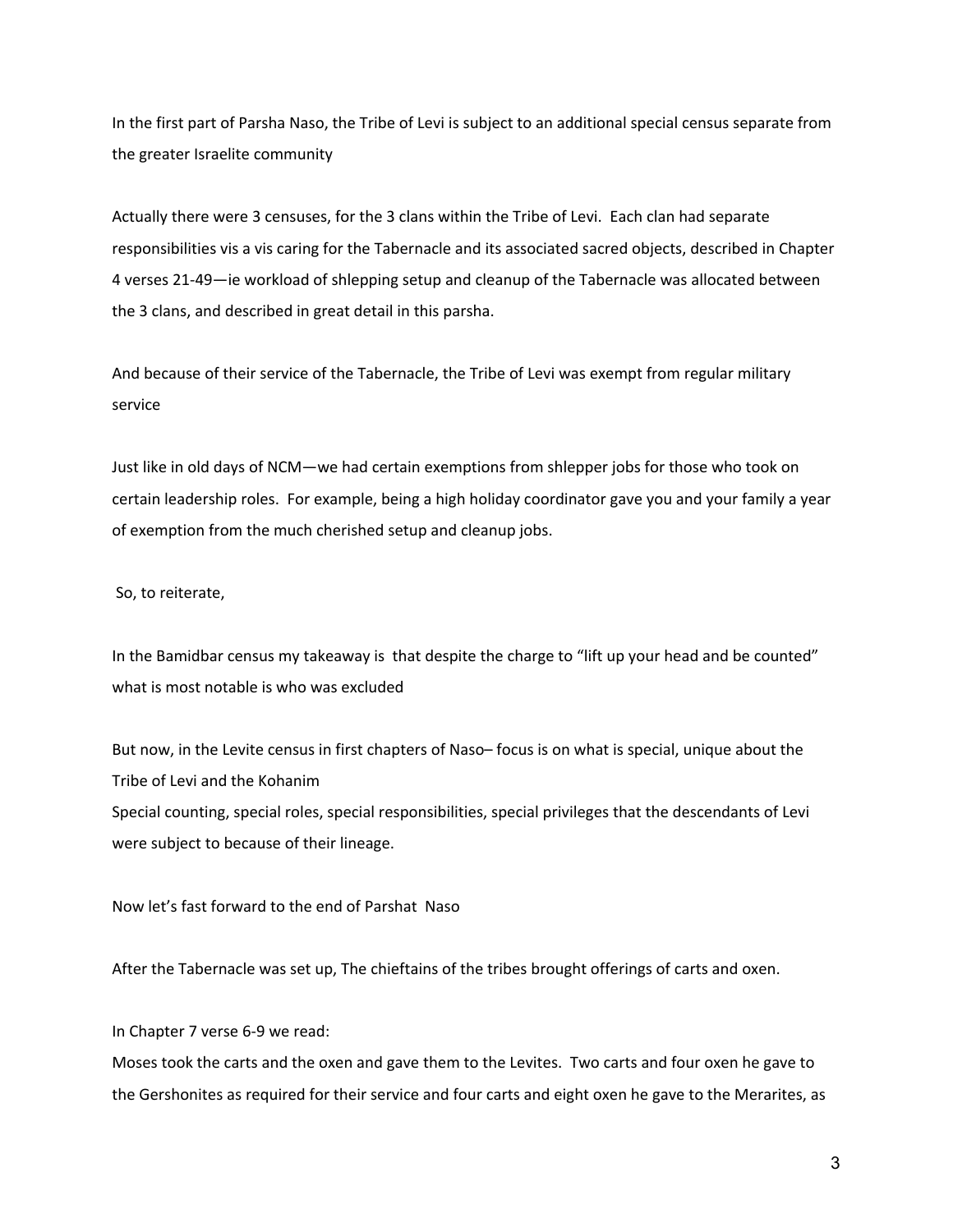In the first part of Parsha Naso, the Tribe of Levi is subject to an additional special census separate from the greater Israelite community

Actually there were 3 censuses, for the 3 clans within the Tribe of Levi. Each clan had separate responsibilities vis a vis caring for the Tabernacle and its associated sacred objects, described in Chapter 4 verses 21-49—ie workload of shlepping setup and cleanup of the Tabernacle was allocated between the 3 clans, and described in great detail in this parsha.

And because of their service of the Tabernacle, the Tribe of Levi was exempt from regular military service

Just like in old days of NCM—we had certain exemptions from shlepper jobs for those who took on certain leadership roles. For example, being a high holiday coordinator gave you and your family a year of exemption from the much cherished setup and cleanup jobs.

So, to reiterate,

In the Bamidbar census my takeaway is that despite the charge to "lift up your head and be counted" what is most notable is who was excluded

But now, in the Levite census in first chapters of Naso– focus is on what is special, unique about the Tribe of Levi and the Kohanim
Special counting, special roles, special responsibilities, special privileges that the descendants of Levi were subject to because of their lineage.

Now let's fast forward to the end of Parshat Naso

After the Tabernacle was set up, The chieftains of the tribes brought offerings of carts and oxen.

In Chapter 7 verse 6-9 we read:
Moses took the carts and the oxen and gave them to the Levites. Two carts and four oxen he gave to the Gershonites as required for their service and four carts and eight oxen he gave to the Merarites, as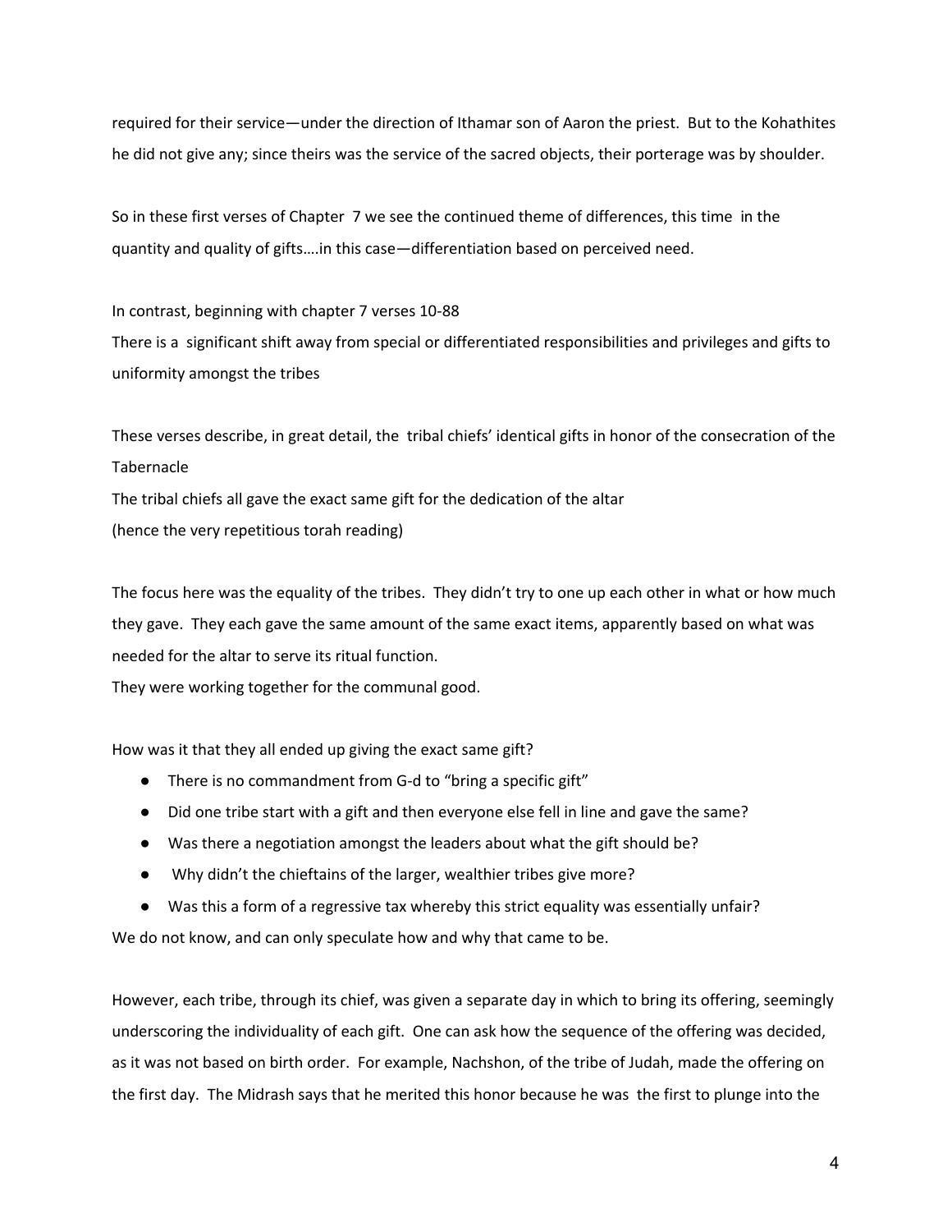required for their service—under the direction of Ithamar son of Aaron the priest. But to the Kohathites he did not give any; since theirs was the service of the sacred objects, their porterage was by shoulder.

So in these first verses of Chapter 7 we see the continued theme of differences, this time in the quantity and quality of gifts….in this case—differentiation based on perceived need.

In contrast, beginning with chapter 7 verses 10-88
There is a significant shift away from special or differentiated responsibilities and privileges and gifts to uniformity amongst the tribes

These verses describe, in great detail, the tribal chiefs' identical gifts in honor of the consecration of the Tabernacle
The tribal chiefs all gave the exact same gift for the dedication of the altar
(hence the very repetitious torah reading)

The focus here was the equality of the tribes. They didn't try to one up each other in what or how much they gave. They each gave the same amount of the same exact items, apparently based on what was needed for the altar to serve its ritual function.
They were working together for the communal good.

How was it that they all ended up giving the exact same gift?

- There is no commandment from G-d to "bring a specific gift"
- Did one tribe start with a gift and then everyone else fell in line and gave the same?
- Was there a negotiation amongst the leaders about what the gift should be?
- Why didn't the chieftains of the larger, wealthier tribes give more?
- Was this a form of a regressive tax whereby this strict equality was essentially unfair?

We do not know, and can only speculate how and why that came to be.

However, each tribe, through its chief, was given a separate day in which to bring its offering, seemingly underscoring the individuality of each gift. One can ask how the sequence of the offering was decided, as it was not based on birth order. For example, Nachshon, of the tribe of Judah, made the offering on the first day. The Midrash says that he merited this honor because he was the first to plunge into the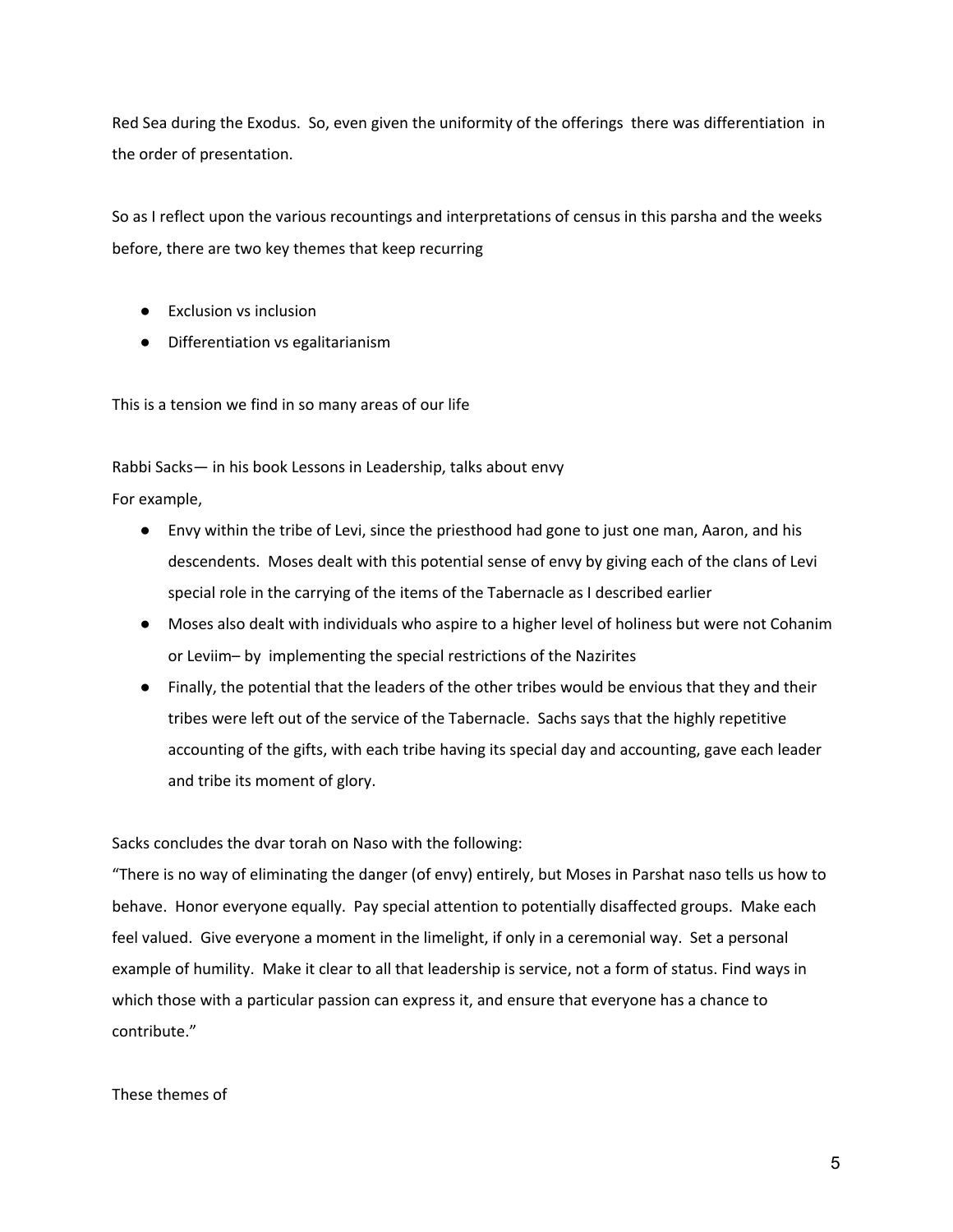Red Sea during the Exodus. So, even given the uniformity of the offerings there was differentiation in the order of presentation.

So as I reflect upon the various recountings and interpretations of census in this parsha and the weeks before, there are two key themes that keep recurring

- Exclusion vs inclusion
- Differentiation vs egalitarianism

This is a tension we find in so many areas of our life

Rabbi Sacks— in his book Lessons in Leadership, talks about envy
For example,

- Envy within the tribe of Levi, since the priesthood had gone to just one man, Aaron, and his descendents. Moses dealt with this potential sense of envy by giving each of the clans of Levi special role in the carrying of the items of the Tabernacle as I described earlier
- Moses also dealt with individuals who aspire to a higher level of holiness but were not Cohanim or Leviim– by implementing the special restrictions of the Nazirites
- Finally, the potential that the leaders of the other tribes would be envious that they and their tribes were left out of the service of the Tabernacle. Sachs says that the highly repetitive accounting of the gifts, with each tribe having its special day and accounting, gave each leader and tribe its moment of glory.

Sacks concludes the dvar torah on Naso with the following:
"There is no way of eliminating the danger (of envy) entirely, but Moses in Parshat naso tells us how to behave. Honor everyone equally. Pay special attention to potentially disaffected groups. Make each feel valued. Give everyone a moment in the limelight, if only in a ceremonial way. Set a personal example of humility. Make it clear to all that leadership is service, not a form of status. Find ways in which those with a particular passion can express it, and ensure that everyone has a chance to contribute."

These themes of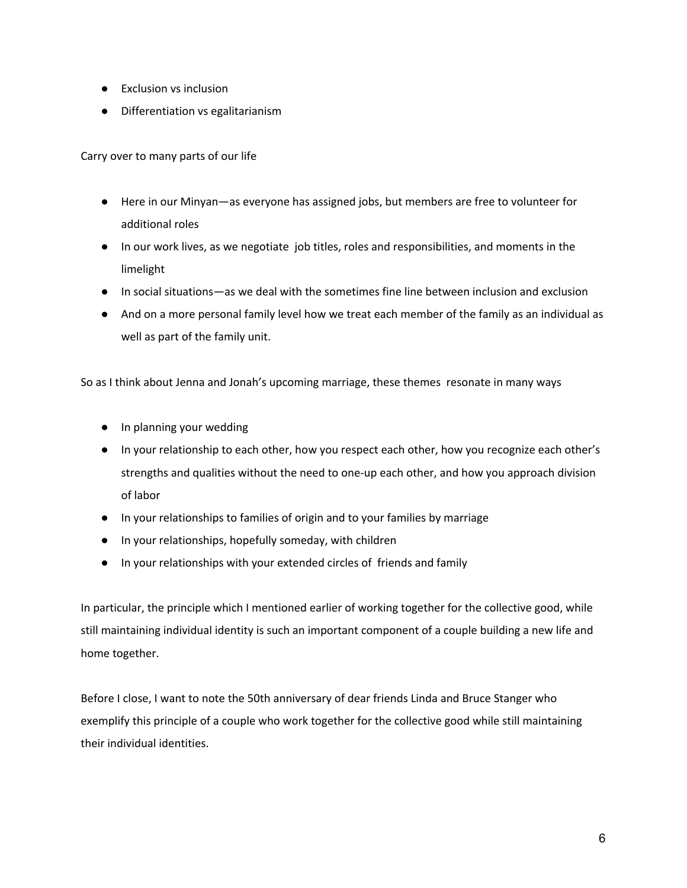- Exclusion vs inclusion
- Differentiation vs egalitarianism

Carry over to many parts of our life

- Here in our Minyan—as everyone has assigned jobs, but members are free to volunteer for additional roles
- In our work lives, as we negotiate job titles, roles and responsibilities, and moments in the limelight
- In social situations—as we deal with the sometimes fine line between inclusion and exclusion
- And on a more personal family level how we treat each member of the family as an individual as well as part of the family unit.

So as I think about Jenna and Jonah's upcoming marriage, these themes resonate in many ways

- In planning your wedding
- In your relationship to each other, how you respect each other, how you recognize each other's strengths and qualities without the need to one-up each other, and how you approach division of labor
- In your relationships to families of origin and to your families by marriage
- In your relationships, hopefully someday, with children
- In your relationships with your extended circles of friends and family

In particular, the principle which I mentioned earlier of working together for the collective good, while still maintaining individual identity is such an important component of a couple building a new life and home together.

Before I close, I want to note the 50th anniversary of dear friends Linda and Bruce Stanger who exemplify this principle of a couple who work together for the collective good while still maintaining their individual identities.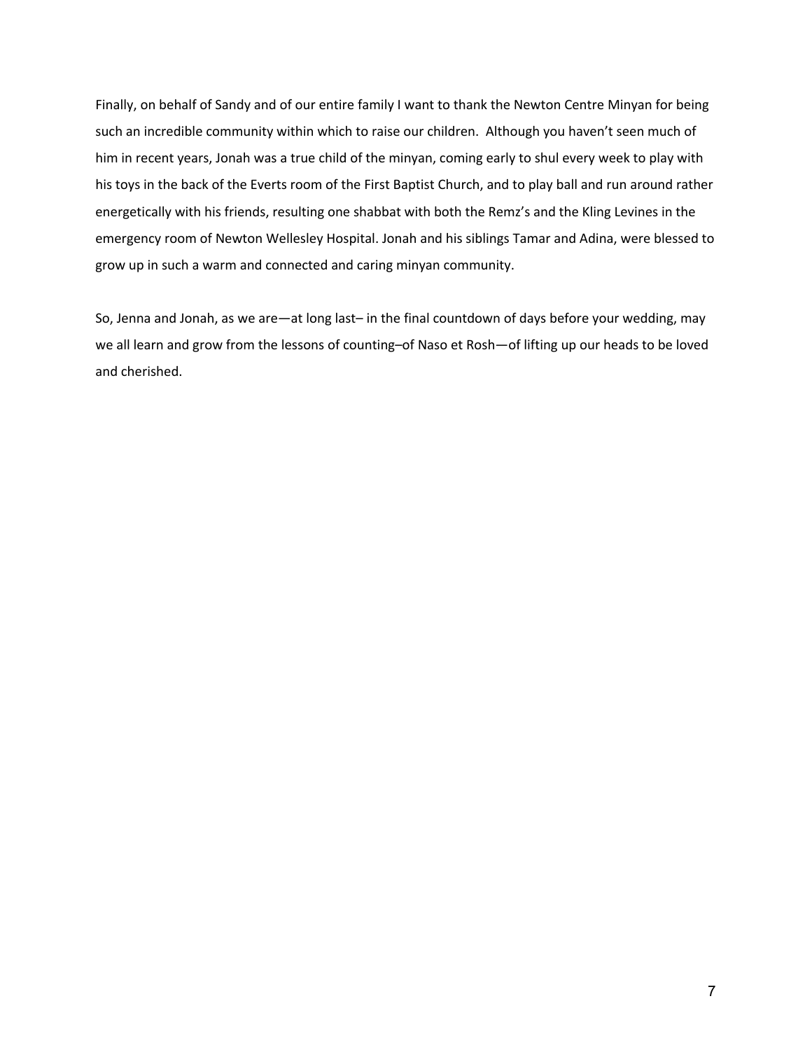Finally, on behalf of Sandy and of our entire family I want to thank the Newton Centre Minyan for being such an incredible community within which to raise our children. Although you haven't seen much of him in recent years, Jonah was a true child of the minyan, coming early to shul every week to play with his toys in the back of the Everts room of the First Baptist Church, and to play ball and run around rather energetically with his friends, resulting one shabbat with both the Remz's and the Kling Levines in the emergency room of Newton Wellesley Hospital. Jonah and his siblings Tamar and Adina, were blessed to grow up in such a warm and connected and caring minyan community.

So, Jenna and Jonah, as we are—at long last– in the final countdown of days before your wedding, may we all learn and grow from the lessons of counting–of Naso et Rosh—of lifting up our heads to be loved and cherished.